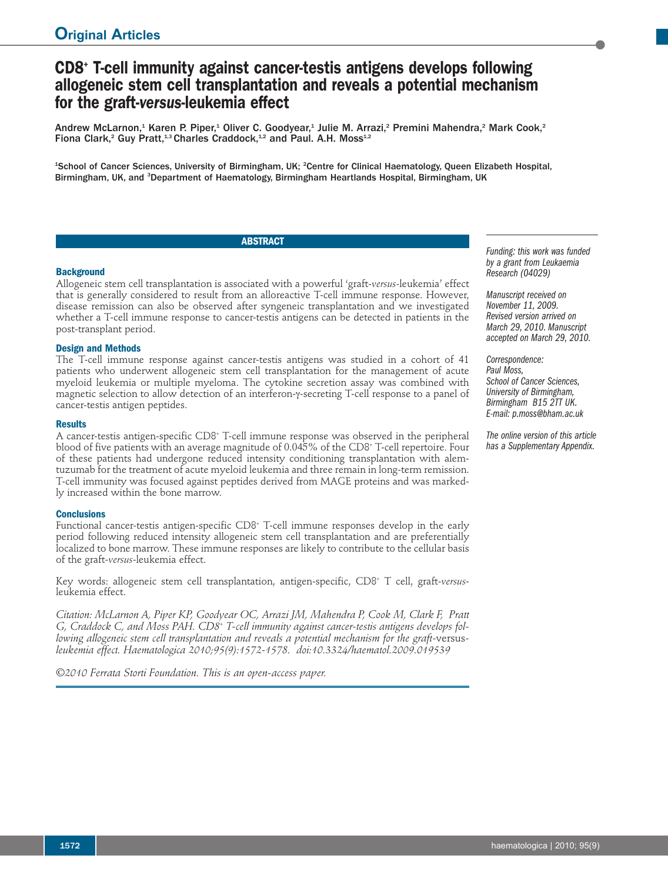# CD8+ T-cell immunity against cancer-testis antigens develops following allogeneic stem cell transplantation and reveals a potential mechanism for the graft-*versus*-leukemia effect

Andrew McLarnon,[1] Karen P. Piper,[1] Oliver C. Goodyear,[1] Julie M. Arrazi,[2] Premini Mahendra,[2] Mark Cook,[2] Fiona Clark,[2] Guy Pratt,[1,3] Charles Craddock,[1,2] and Paul. A.H. Moss[1,2]

[1]School of Cancer Sciences, University of Birmingham, UK; [2]Centre for Clinical Haematology, Queen Elizabeth Hospital, Birmingham, UK, and [3]Department of Haematology, Birmingham Heartlands Hospital, Birmingham, UK

## ABSTRACT

### Background

Allogeneic stem cell transplantation is associated with a powerful 'graft-*versus*-leukemia' effect that is generally considered to result from an alloreactive T-cell immune response. However, disease remission can also be observed after syngeneic transplantation and we investigated whether a T-cell immune response to cancer-testis antigens can be detected in patients in the post-transplant period.

### Design and Methods

The T-cell immune response against cancer-testis antigens was studied in a cohort of 41 patients who underwent allogeneic stem cell transplantation for the management of acute myeloid leukemia or multiple myeloma. The cytokine secretion assay was combined with magnetic selection to allow detection of an interferon-γ-secreting T-cell response to a panel of cancer-testis antigen peptides.

### Results

A cancer-testis antigen-specific CD8+ T-cell immune response was observed in the peripheral blood of five patients with an average magnitude of 0.045% of the CD8+ T-cell repertoire. Four of these patients had undergone reduced intensity conditioning transplantation with alemtuzumab for the treatment of acute myeloid leukemia and three remain in long-term remission. T-cell immunity was focused against peptides derived from MAGE proteins and was markedly increased within the bone marrow.

### Conclusions

Functional cancer-testis antigen-specific CD8+ T-cell immune responses develop in the early period following reduced intensity allogeneic stem cell transplantation and are preferentially localized to bone marrow. These immune responses are likely to contribute to the cellular basis of the graft-*versus*-leukemia effect.

Key words: allogeneic stem cell transplantation, antigen-specific, CD8+ T cell, graft-*versus*-leukemia effect.

*Citation: McLarnon A, Piper KP, Goodyear OC, Arrazi JM, Mahendra P, Cook M, Clark F, Pratt G, Craddock C, and Moss PAH. CD8+ T-cell immunity against cancer-testis antigens develops following allogeneic stem cell transplantation and reveals a potential mechanism for the graft-*versus*-leukemia effect. Haematologica 2010;95(9):1572-1578. doi:10.3324/haematol.2009.019539*

*©2010 Ferrata Storti Foundation. This is an open-access paper.*

*Funding: this work was funded by a grant from Leukaemia Research (04029)*

*Manuscript received on November 11, 2009. Revised version arrived on March 29, 2010. Manuscript accepted on March 29, 2010.*

*Correspondence: Paul Moss, School of Cancer Sciences, University of Birmingham, Birmingham B15 2TT UK. E-mail: p.moss@bham.ac.uk*

*The online version of this article has a Supplementary Appendix.*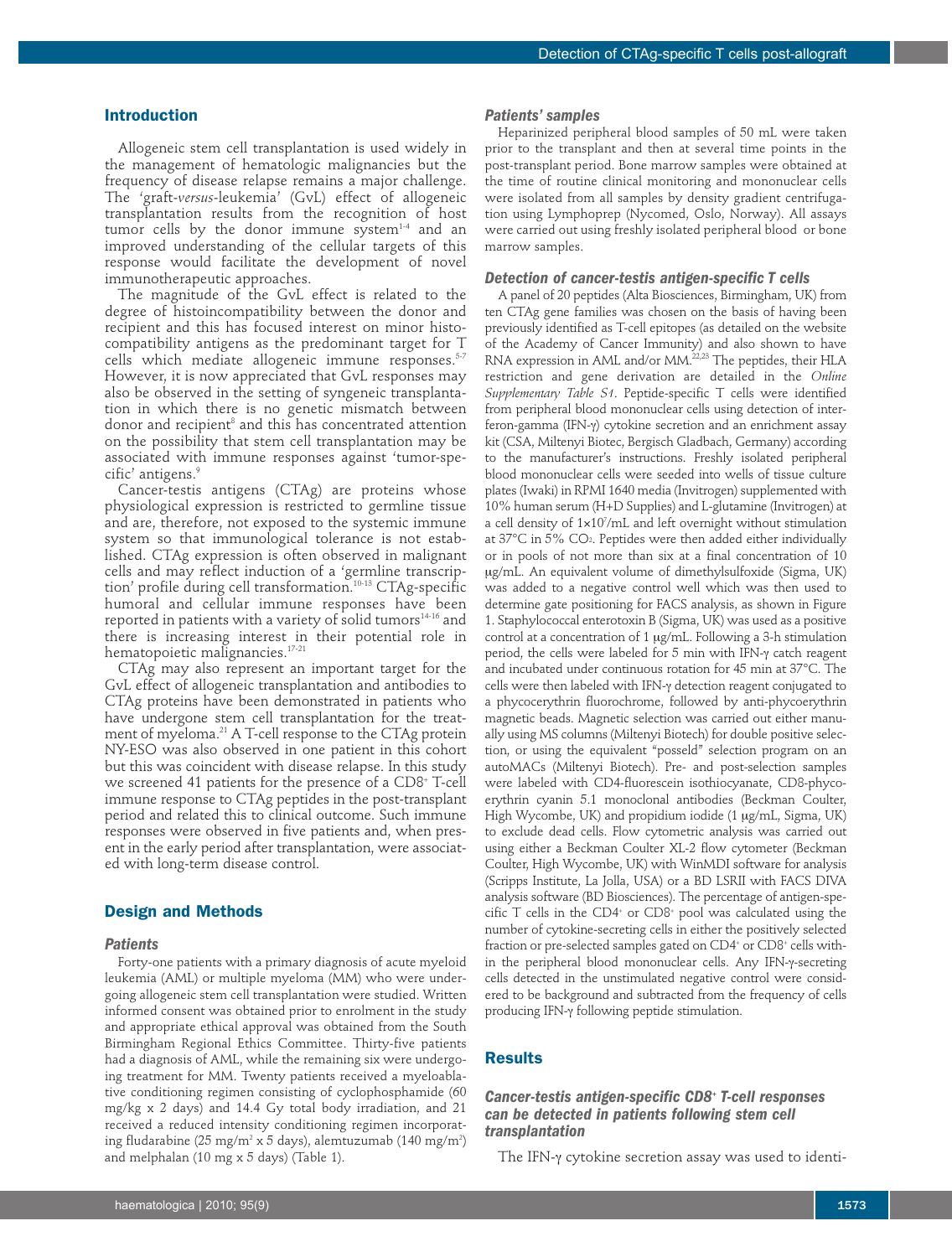## Introduction

Allogeneic stem cell transplantation is used widely in the management of hematologic malignancies but the frequency of disease relapse remains a major challenge. The 'graft-*versus*-leukemia' (GvL) effect of allogeneic transplantation results from the recognition of host tumor cells by the donor immune system[1-4] and an improved understanding of the cellular targets of this response would facilitate the development of novel immunotherapeutic approaches.

The magnitude of the GvL effect is related to the degree of histoincompatibility between the donor and recipient and this has focused interest on minor histocompatibility antigens as the predominant target for T cells which mediate allogeneic immune responses.[5-7] However, it is now appreciated that GvL responses may also be observed in the setting of syngeneic transplantation in which there is no genetic mismatch between donor and recipient[8] and this has concentrated attention on the possibility that stem cell transplantation may be associated with immune responses against 'tumor-specific' antigens.[9]

Cancer-testis antigens (CTAg) are proteins whose physiological expression is restricted to germline tissue and are, therefore, not exposed to the systemic immune system so that immunological tolerance is not established. CTAg expression is often observed in malignant cells and may reflect induction of a 'germline transcription' profile during cell transformation.[10-13] CTAg-specific humoral and cellular immune responses have been reported in patients with a variety of solid tumors[14-16] and there is increasing interest in their potential role in hematopoietic malignancies.[17-21]

CTAg may also represent an important target for the GvL effect of allogeneic transplantation and antibodies to CTAg proteins have been demonstrated in patients who have undergone stem cell transplantation for the treatment of myeloma.[21] A T-cell response to the CTAg protein NY-ESO was also observed in one patient in this cohort but this was coincident with disease relapse. In this study we screened 41 patients for the presence of a $CD8^+$ T-cell immune response to CTAg peptides in the post-transplant period and related this to clinical outcome. Such immune responses were observed in five patients and, when present in the early period after transplantation, were associated with long-term disease control.

## Design and Methods

### Patients

Forty-one patients with a primary diagnosis of acute myeloid leukemia (AML) or multiple myeloma (MM) who were undergoing allogeneic stem cell transplantation were studied. Written informed consent was obtained prior to enrolment in the study and appropriate ethical approval was obtained from the South Birmingham Regional Ethics Committee. Thirty-five patients had a diagnosis of AML, while the remaining six were undergoing treatment for MM. Twenty patients received a myeloablative conditioning regimen consisting of cyclophosphamide (60 mg/kg x 2 days) and 14.4 Gy total body irradiation, and 21 received a reduced intensity conditioning regimen incorporating fludarabine (25 mg/$m^2$ x 5 days), alemtuzumab (140 mg/$m^2$) and melphalan (10 mg x 5 days) (Table 1).

### Patients' samples

Heparinized peripheral blood samples of 50 mL were taken prior to the transplant and then at several time points in the post-transplant period. Bone marrow samples were obtained at the time of routine clinical monitoring and mononuclear cells were isolated from all samples by density gradient centrifugation using Lymphoprep (Nycomed, Oslo, Norway). All assays were carried out using freshly isolated peripheral blood or bone marrow samples.

### Detection of cancer-testis antigen-specific T cells

A panel of 20 peptides (Alta Biosciences, Birmingham, UK) from ten CTAg gene families was chosen on the basis of having been previously identified as T-cell epitopes (as detailed on the website of the Academy of Cancer Immunity) and also shown to have RNA expression in AML and/or MM.[22,23] The peptides, their HLA restriction and gene derivation are detailed in the *Online Supplementary Table S1*. Peptide-specific T cells were identified from peripheral blood mononuclear cells using detection of interferon-gamma (IFN-γ) cytokine secretion and an enrichment assay kit (CSA, Miltenyi Biotec, Bergisch Gladbach, Germany) according to the manufacturer's instructions. Freshly isolated peripheral blood mononuclear cells were seeded into wells of tissue culture plates (Iwaki) in RPMI 1640 media (Invitrogen) supplemented with 10% human serum (H+D Supplies) and L-glutamine (Invitrogen) at a cell density of $1\times10^7$/mL and left overnight without stimulation at 37°C in 5% $CO_2$. Peptides were then added either individually or in pools of not more than six at a final concentration of 10 μg/mL. An equivalent volume of dimethylsulfoxide (Sigma, UK) was added to a negative control well which was then used to determine gate positioning for FACS analysis, as shown in Figure 1. Staphylococcal enterotoxin B (Sigma, UK) was used as a positive control at a concentration of 1 μg/mL. Following a 3-h stimulation period, the cells were labeled for 5 min with IFN-γ catch reagent and incubated under continuous rotation for 45 min at 37°C. The cells were then labeled with IFN-γ detection reagent conjugated to a phycocerythrin fluorochrome, followed by anti-phycoerythrin magnetic beads. Magnetic selection was carried out either manually using MS columns (Miltenyi Biotech) for double positive selection, or using the equivalent "posseld" selection program on an autoMACs (Miltenyi Biotech). Pre- and post-selection samples were labeled with CD4-fluorescein isothiocyanate, CD8-phycoerythrin cyanin 5.1 monoclonal antibodies (Beckman Coulter, High Wycombe, UK) and propidium iodide (1 μg/mL, Sigma, UK) to exclude dead cells. Flow cytometric analysis was carried out using either a Beckman Coulter XL-2 flow cytometer (Beckman Coulter, High Wycombe, UK) with WinMDI software for analysis (Scripps Institute, La Jolla, USA) or a BD LSRII with FACS DIVA analysis software (BD Biosciences). The percentage of antigen-specific T cells in the $CD4^+$ or $CD8^+$ pool was calculated using the number of cytokine-secreting cells in either the positively selected fraction or pre-selected samples gated on $CD4^+$ or $CD8^+$ cells within the peripheral blood mononuclear cells. Any IFN-γ-secreting cells detected in the unstimulated negative control were considered to be background and subtracted from the frequency of cells producing IFN-γ following peptide stimulation.

## Results

### Cancer-testis antigen-specific $CD8^+$ T-cell responses can be detected in patients following stem cell transplantation

The IFN-γ cytokine secretion assay was used to identi-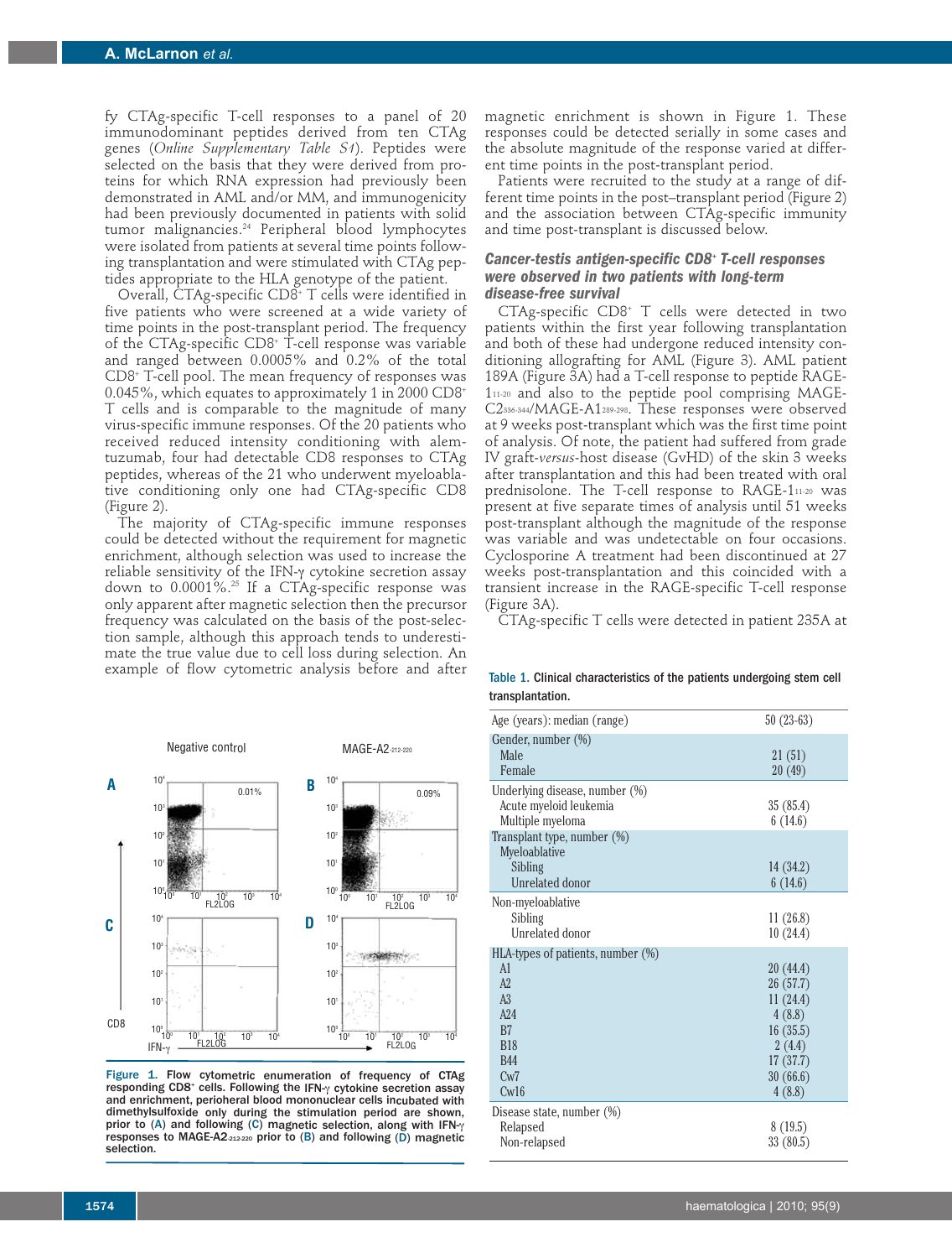fy CTAg-specific T-cell responses to a panel of 20 immunodominant peptides derived from ten CTAg genes (*Online Supplementary Table S1*). Peptides were selected on the basis that they were derived from proteins for which RNA expression had previously been demonstrated in AML and/or MM, and immunogenicity had been previously documented in patients with solid tumor malignancies.[24] Peripheral blood lymphocytes were isolated from patients at several time points following transplantation and were stimulated with CTAg peptides appropriate to the HLA genotype of the patient.

Overall, CTAg-specific $CD8^+$ T cells were identified in five patients who were screened at a wide variety of time points in the post-transplant period. The frequency of the CTAg-specific $CD8^+$ T-cell response was variable and ranged between 0.0005% and 0.2% of the total $CD8^+$ T-cell pool. The mean frequency of responses was 0.045%, which equates to approximately 1 in 2000 $CD8^+$ T cells and is comparable to the magnitude of many virus-specific immune responses. Of the 20 patients who received reduced intensity conditioning with alemtuzumab, four had detectable CD8 responses to CTAg peptides, whereas of the 21 who underwent myeloablative conditioning only one had CTAg-specific CD8 (Figure 2).

The majority of CTAg-specific immune responses could be detected without the requirement for magnetic enrichment, although selection was used to increase the reliable sensitivity of the IFN-γ cytokine secretion assay down to 0.0001%.[25] If a CTAg-specific response was only apparent after magnetic selection then the precursor frequency was calculated on the basis of the post-selection sample, although this approach tends to underestimate the true value due to cell loss during selection. An example of flow cytometric analysis before and after magnetic enrichment is shown in Figure 1. These responses could be detected serially in some cases and the absolute magnitude of the response varied at different time points in the post-transplant period.

Patients were recruited to the study at a range of different time points in the post–transplant period (Figure 2) and the association between CTAg-specific immunity and time post-transplant is discussed below.

### Cancer-testis antigen-specific $CD8^+$ T-cell responses were observed in two patients with long-term disease-free survival

CTAg-specific $CD8^+$ T cells were detected in two patients within the first year following transplantation and both of these had undergone reduced intensity conditioning allografting for AML (Figure 3). AML patient 189A (Figure 3A) had a T-cell response to peptide RAGE-$1_{11\text{-}20}$ and also to the peptide pool comprising MAGE-$C2_{336\text{-}344}$/MAGE-$A1_{289\text{-}298}$. These responses were observed at 9 weeks post-transplant which was the first time point of analysis. Of note, the patient had suffered from grade IV graft-*versus*-host disease (GvHD) of the skin 3 weeks after transplantation and this had been treated with oral prednisolone. The T-cell response to RAGE-$1_{11\text{-}20}$ was present at five separate times of analysis until 51 weeks post-transplantation although the magnitude of the response was variable and was undetectable on four occasions. Cyclosporine A treatment had been discontinued at 27 weeks post-transplantation and this coincided with a transient increase in the RAGE-specific T-cell response (Figure 3A).

CTAg-specific T cells were detected in patient 235A at

**Figure 1.** Flow cytometric enumeration of frequency of CTAg responding $CD8^+$ cells. Following the IFN-γ cytokine secretion assay and enrichment, perioheral blood mononuclear cells incubated with dimethylsulfoxide only during the stimulation period are shown, prior to (A) and following (C) magnetic selection, along with IFN-γ responses to MAGE-$A2_{212\text{-}220}$ prior to (B) and following (D) magnetic selection.

**Table 1.** Clinical characteristics of the patients undergoing stem cell transplantation.

| | |
|---|---|
| Age (years): median (range) | 50 (23-63) |
| Gender, number (%) | |
| Male | 21 (51) |
| Female | 20 (49) |
| Underlying disease, number (%) | |
| Acute myeloid leukemia | 35 (85.4) |
| Multiple myeloma | 6 (14.6) |
| Transplant type, number (%) | |
| Myeloablative | |
| Sibling | 14 (34.2) |
| Unrelated donor | 6 (14.6) |
| Non-myeloablative | |
| Sibling | 11 (26.8) |
| Unrelated donor | 10 (24.4) |
| HLA-types of patients, number (%) | |
| A1 | 20 (44.4) |
| A2 | 26 (57.7) |
| A3 | 11 (24.4) |
| A24 | 4 (8.8) |
| B7 | 16 (35.5) |
| B18 | 2 (4.4) |
| B44 | 17 (37.7) |
| Cw7 | 30 (66.6) |
| Cw16 | 4 (8.8) |
| Disease state, number (%) | |
| Relapsed | 8 (19.5) |
| Non-relapsed | 33 (80.5) |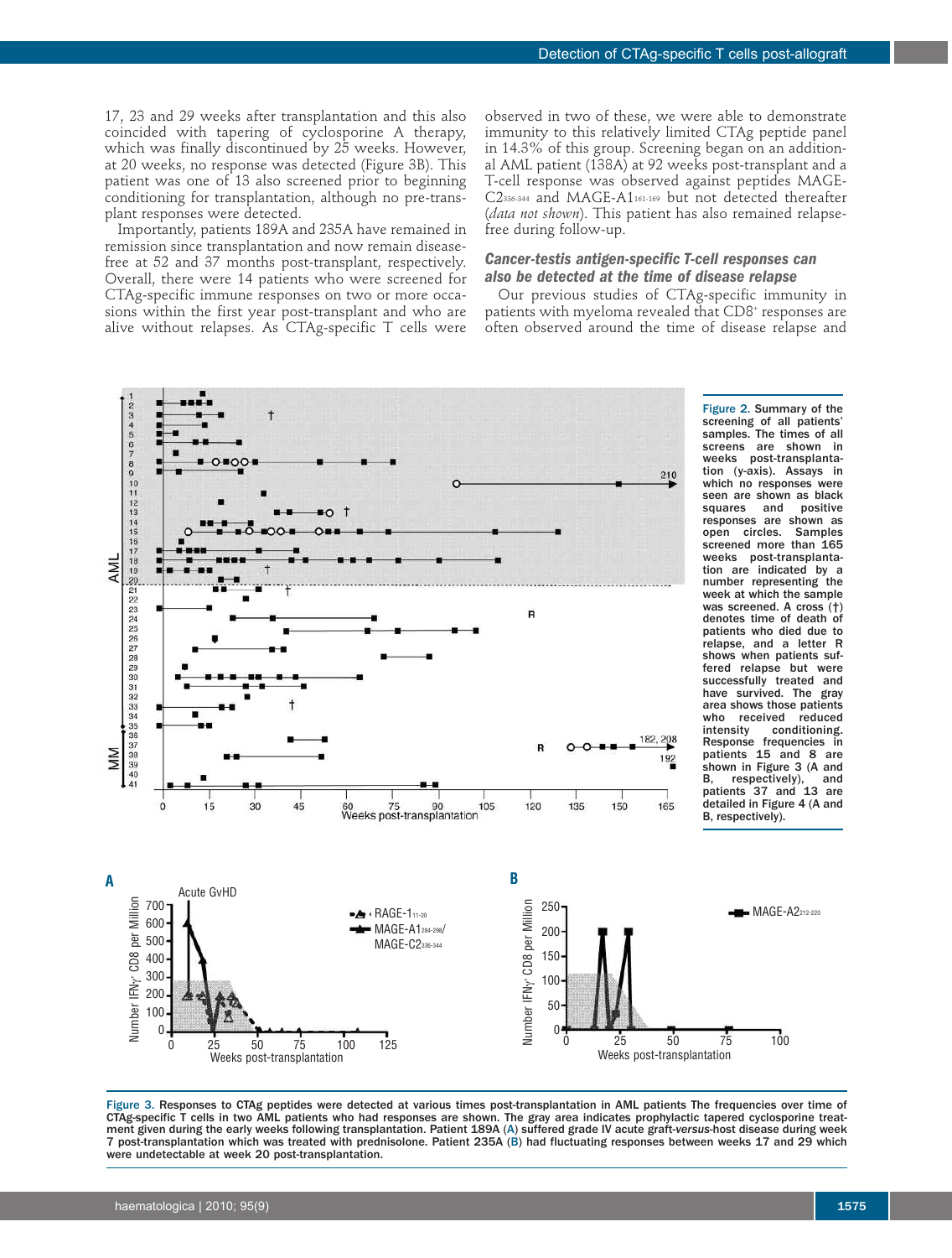17, 23 and 29 weeks after transplantation and this also coincided with tapering of cyclosporine A therapy, which was finally discontinued by 25 weeks. However, at 20 weeks, no response was detected (Figure 3B). This patient was one of 13 also screened prior to beginning conditioning for transplantation, although no pre-transplant responses were detected.

Importantly, patients 189A and 235A have remained in remission since transplantation and now remain disease-free at 52 and 37 months post-transplant, respectively. Overall, there were 14 patients who were screened for CTAg-specific immune responses on two or more occasions within the first year post-transplant and who are alive without relapses. As CTAg-specific T cells were observed in two of these, we were able to demonstrate immunity to this relatively limited CTAg peptide panel in 14.3% of this group. Screening began on an additional AML patient (138A) at 92 weeks post-transplant and a T-cell response was observed against peptides MAGE-C2$_{336-344}$ and MAGE-A1$_{161-169}$ but not detected thereafter (*data not shown*). This patient has also remained relapse-free during follow-up.

### Cancer-testis antigen-specific T-cell responses can also be detected at the time of disease relapse

Our previous studies of CTAg-specific immunity in patients with myeloma revealed that CD8$^+$ responses are often observed around the time of disease relapse and

Figure 2. Summary of the screening of all patients' samples. The times of all screens are shown in weeks post-transplantation (y-axis). Assays in which no responses were seen are shown as black squares and positive responses are shown as open circles. Samples screened more than 165 weeks post-transplantation are indicated by a number representing the week at which the sample was screened. A cross (†) denotes time of death of patients who died due to relapse, and a letter R shows when patients suffered relapse but were successfully treated and have survived. The gray area shows those patients who received reduced intensity conditioning. Response frequencies in patients 15 and 8 are shown in Figure 3 (A and B, respectively), and patients 37 and 13 are detailed in Figure 4 (A and B, respectively).

Figure 3. Responses to CTAg peptides were detected at various times post-transplantation in AML patients The frequencies over time of CTAg-specific T cells in two AML patients who had responses are shown. The gray area indicates prophylactic tapered cyclosporine treatment given during the early weeks following transplantation. Patient 189A (A) suffered grade IV acute graft-*versus*-host disease during week 7 post-transplantation which was treated with prednisolone. Patient 235A (B) had fluctuating responses between weeks 17 and 29 which were undetectable at week 20 post-transplantation.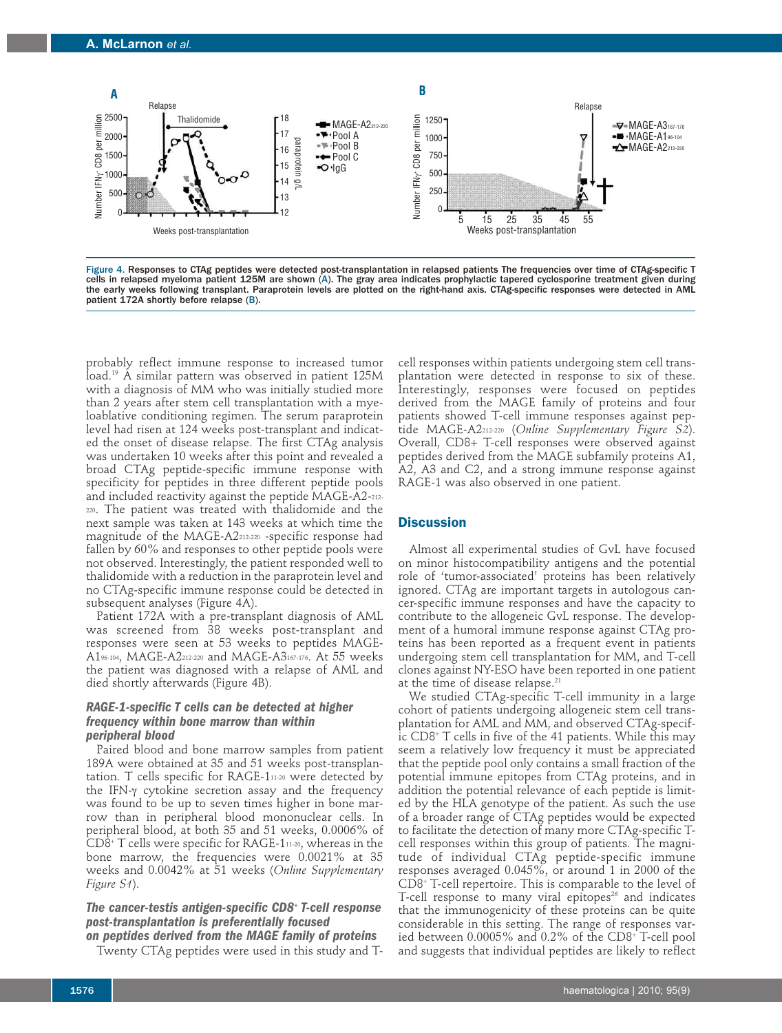Figure 4. Responses to CTAg peptides were detected post-transplantation in relapsed patients The frequencies over time of CTAg-specific T cells in relapsed myeloma patient 125M are shown (A). The gray area indicates prophylactic tapered cyclosporine treatment given during the early weeks following transplant. Paraprotein levels are plotted on the right-hand axis. CTAg-specific responses were detected in AML patient 172A shortly before relapse (B).

probably reflect immune response to increased tumor load.[19] A similar pattern was observed in patient 125M with a diagnosis of MM who was initially studied more than 2 years after stem cell transplantation with a myeloablative conditioning regimen. The serum paraprotein level had risen at 124 weeks post-transplant and indicated the onset of disease relapse. The first CTAg analysis was undertaken 10 weeks after this point and revealed a broad CTAg peptide-specific immune response with specificity for peptides in three different peptide pools and included reactivity against the peptide MAGE-A2-$_{212-220}$. The patient was treated with thalidomide and the next sample was taken at 143 weeks at which time the magnitude of the MAGE-A2$_{212-220}$ -specific response had fallen by 60% and responses to other peptide pools were not observed. Interestingly, the patient responded well to thalidomide with a reduction in the paraprotein level and no CTAg-specific immune response could be detected in subsequent analyses (Figure 4A).

Patient 172A with a pre-transplant diagnosis of AML was screened from 38 weeks post-transplant and responses were seen at 53 weeks to peptides MAGE-A1$_{96-104}$, MAGE-A2$_{212-220}$ and MAGE-A3$_{167-176}$. At 55 weeks the patient was diagnosed with a relapse of AML and died shortly afterwards (Figure 4B).

### RAGE-1-specific T cells can be detected at higher frequency within bone marrow than within peripheral blood

Paired blood and bone marrow samples from patient 189A were obtained at 35 and 51 weeks post-transplantation. T cells specific for RAGE-1$_{11-20}$ were detected by the IFN-γ cytokine secretion assay and the frequency was found to be up to seven times higher in bone marrow than in peripheral blood mononuclear cells. In peripheral blood, at both 35 and 51 weeks, 0.0006% of CD8$^{+}$ T cells were specific for RAGE-1$_{11-20}$, whereas in the bone marrow, the frequencies were 0.0021% at 35 weeks and 0.0042% at 51 weeks (*Online Supplementary Figure S1*).

### The cancer-testis antigen-specific CD8$^{+}$ T-cell response post-transplantation is preferentially focused on peptides derived from the MAGE family of proteins

Twenty CTAg peptides were used in this study and T-cell responses within patients undergoing stem cell transplantation were detected in response to six of these. Interestingly, responses were focused on peptides derived from the MAGE family of proteins and four patients showed T-cell immune responses against peptide MAGE-A2$_{212-220}$ (*Online Supplementary Figure S2*). Overall, CD8+ T-cell responses were observed against peptides derived from the MAGE subfamily proteins A1, A2, A3 and C2, and a strong immune response against RAGE-1 was also observed in one patient.

## Discussion

Almost all experimental studies of GvL have focused on minor histocompatibility antigens and the potential role of 'tumor-associated' proteins has been relatively ignored. CTAg are important targets in autologous cancer-specific immune responses and have the capacity to contribute to the allogeneic GvL response. The development of a humoral immune response against CTAg proteins has been reported as a frequent event in patients undergoing stem cell transplantation for MM, and T-cell clones against NY-ESO have been reported in one patient at the time of disease relapse.[21]

We studied CTAg-specific T-cell immunity in a large cohort of patients undergoing allogeneic stem cell transplantation for AML and MM, and observed CTAg-specific CD8$^{+}$ T cells in five of the 41 patients. While this may seem a relatively low frequency it must be appreciated that the peptide pool only contains a small fraction of the potential immune epitopes from CTAg proteins, and in addition the potential relevance of each peptide is limited by the HLA genotype of the patient. As such the use of a broader range of CTAg peptides would be expected to facilitate the detection of many more CTAg-specific T-cell responses within this group of patients. The magnitude of individual CTAg peptide-specific immune responses averaged 0.045%, or around 1 in 2000 of the CD8$^{+}$ T-cell repertoire. This is comparable to the level of T-cell response to many viral epitopes[26] and indicates that the immunogenicity of these proteins can be quite considerable in this setting. The range of responses varied between 0.0005% and 0.2% of the CD8$^{+}$ T-cell pool and suggests that individual peptides are likely to reflect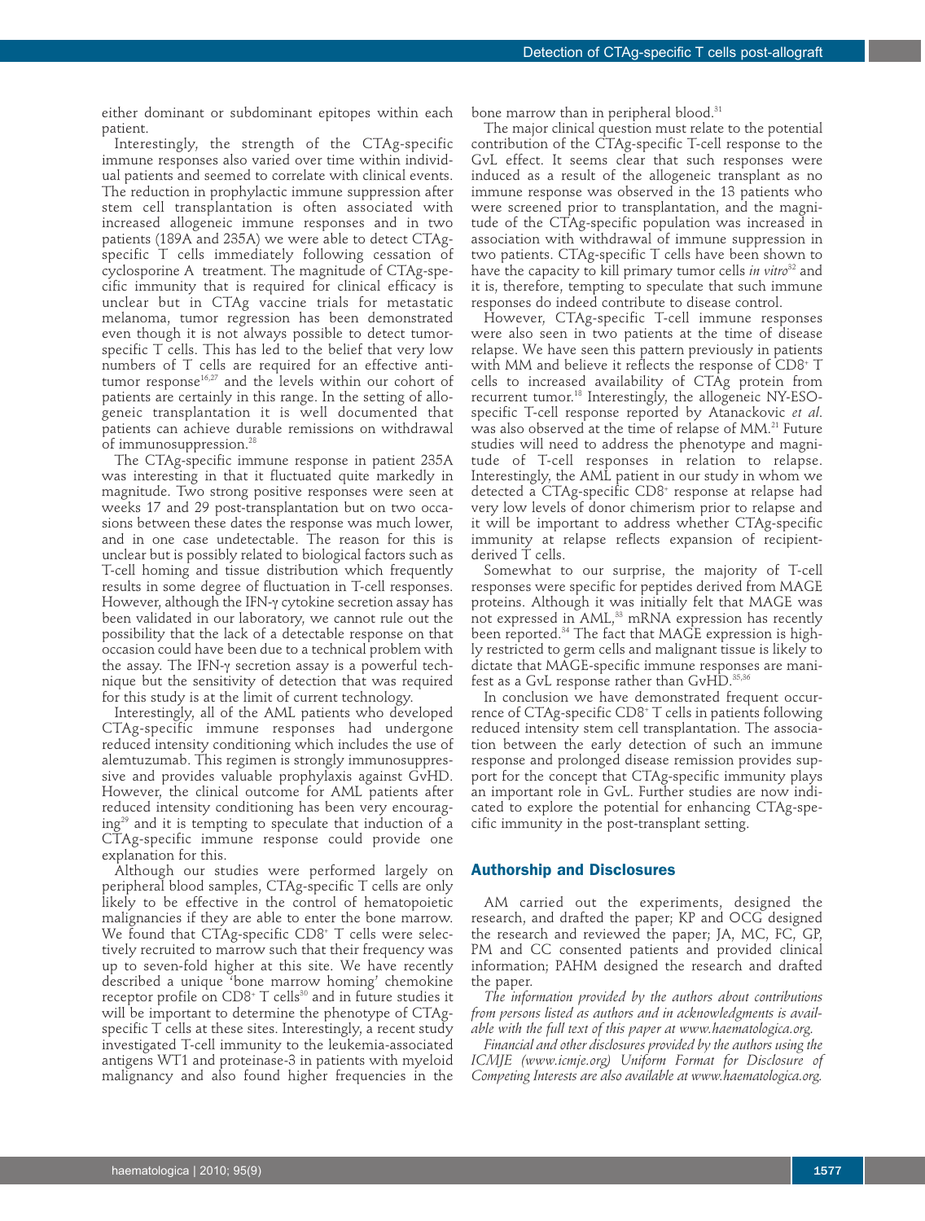either dominant or subdominant epitopes within each patient.

Interestingly, the strength of the CTAg-specific immune responses also varied over time within individual patients and seemed to correlate with clinical events. The reduction in prophylactic immune suppression after stem cell transplantation is often associated with increased allogeneic immune responses and in two patients (189A and 235A) we were able to detect CTAg-specific T cells immediately following cessation of cyclosporine A treatment. The magnitude of CTAg-specific immunity that is required for clinical efficacy is unclear but in CTAg vaccine trials for metastatic melanoma, tumor regression has been demonstrated even though it is not always possible to detect tumor-specific T cells. This has led to the belief that very low numbers of T cells are required for an effective anti-tumor response[16,27] and the levels within our cohort of patients are certainly in this range. In the setting of allogeneic transplantation it is well documented that patients can achieve durable remissions on withdrawal of immunosuppression.[28]

The CTAg-specific immune response in patient 235A was interesting in that it fluctuated quite markedly in magnitude. Two strong positive responses were seen at weeks 17 and 29 post-transplantation but on two occasions between these dates the response was much lower, and in one case undetectable. The reason for this is unclear but is possibly related to biological factors such as T-cell homing and tissue distribution which frequently results in some degree of fluctuation in T-cell responses. However, although the IFN-γ cytokine secretion assay has been validated in our laboratory, we cannot rule out the possibility that the lack of a detectable response on that occasion could have been due to a technical problem with the assay. The IFN-γ secretion assay is a powerful technique but the sensitivity of detection that was required for this study is at the limit of current technology.

Interestingly, all of the AML patients who developed CTAg-specific immune responses had undergone reduced intensity conditioning which includes the use of alemtuzumab. This regimen is strongly immunosuppressive and provides valuable prophylaxis against GvHD. However, the clinical outcome for AML patients after reduced intensity conditioning has been very encouraging[29] and it is tempting to speculate that induction of a CTAg-specific immune response could provide one explanation for this.

Although our studies were performed largely on peripheral blood samples, CTAg-specific T cells are only likely to be effective in the control of hematopoietic malignancies if they are able to enter the bone marrow. We found that CTAg-specific CD8+ T cells were selectively recruited to marrow such that their frequency was up to seven-fold higher at this site. We have recently described a unique 'bone marrow homing' chemokine receptor profile on CD8+ T cells[30] and in future studies it will be important to determine the phenotype of CTAg-specific T cells at these sites. Interestingly, a recent study investigated T-cell immunity to the leukemia-associated antigens WT1 and proteinase-3 in patients with myeloid malignancy and also found higher frequencies in the bone marrow than in peripheral blood.[31]

The major clinical question must relate to the potential contribution of the CTAg-specific T-cell response to the GvL effect. It seems clear that such responses were induced as a result of the allogeneic transplant as no immune response was observed in the 13 patients who were screened prior to transplantation, and the magnitude of the CTAg-specific population was increased in association with withdrawal of immune suppression in two patients. CTAg-specific T cells have been shown to have the capacity to kill primary tumor cells *in vitro*[32] and it is, therefore, tempting to speculate that such immune responses do indeed contribute to disease control.

However, CTAg-specific T-cell immune responses were also seen in two patients at the time of disease relapse. We have seen this pattern previously in patients with MM and believe it reflects the response of CD8+ T cells to increased availability of CTAg protein from recurrent tumor.[18] Interestingly, the allogeneic NY-ESO-specific T-cell response reported by Atanackovic *et al.* was also observed at the time of relapse of MM.[21] Future studies will need to address the phenotype and magnitude of T-cell responses in relation to relapse. Interestingly, the AML patient in our study in whom we detected a CTAg-specific CD8+ response at relapse had very low levels of donor chimerism prior to relapse and it will be important to address whether CTAg-specific immunity at relapse reflects expansion of recipient-derived T cells.

Somewhat to our surprise, the majority of T-cell responses were specific for peptides derived from MAGE proteins. Although it was initially felt that MAGE was not expressed in AML,[33] mRNA expression has recently been reported.[34] The fact that MAGE expression is highly restricted to germ cells and malignant tissue is likely to dictate that MAGE-specific immune responses are manifest as a GvL response rather than GvHD.[35,36]

In conclusion we have demonstrated frequent occurrence of CTAg-specific CD8+ T cells in patients following reduced intensity stem cell transplantation. The association between the early detection of such an immune response and prolonged disease remission provides support for the concept that CTAg-specific immunity plays an important role in GvL. Further studies are now indicated to explore the potential for enhancing CTAg-specific immunity in the post-transplant setting.

## Authorship and Disclosures

AM carried out the experiments, designed the research, and drafted the paper; KP and OCG designed the research and reviewed the paper; JA, MC, FC, GP, PM and CC consented patients and provided clinical information; PAHM designed the research and drafted the paper.

*The information provided by the authors about contributions from persons listed as authors and in acknowledgments is available with the full text of this paper at www.haematologica.org.*

*Financial and other disclosures provided by the authors using the ICMJE (www.icmje.org) Uniform Format for Disclosure of Competing Interests are also available at www.haematologica.org.*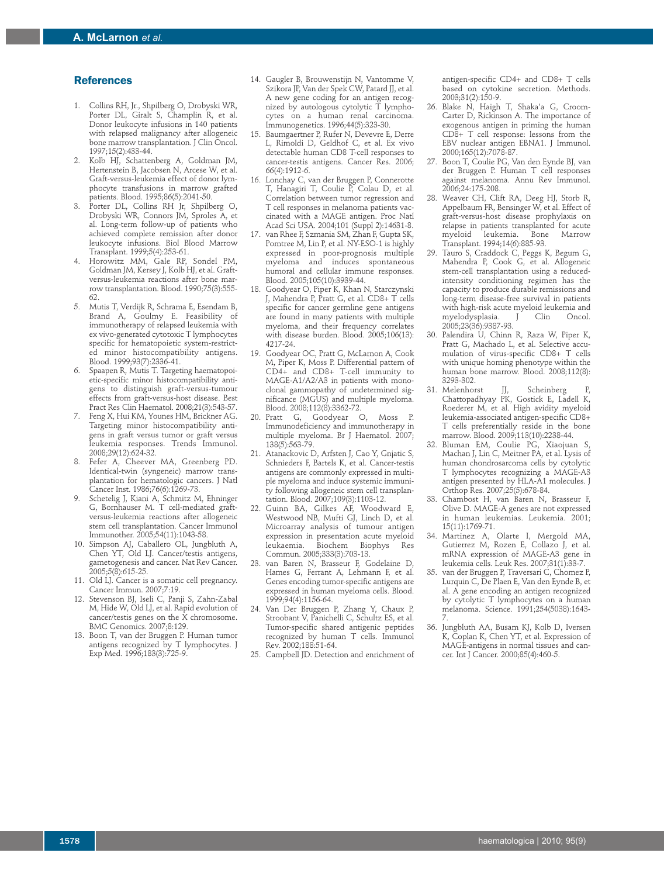## References

1. Collins RH, Jr., Shpilberg O, Drobyski WR, Porter DL, Giralt S, Champlin R, et al. Donor leukocyte infusions in 140 patients with relapsed malignancy after allogeneic bone marrow transplantation. J Clin Oncol. 1997;15(2):433-44.
2. Kolb HJ, Schattenberg A, Goldman JM, Hertenstein B, Jacobsen N, Arcese W, et al. Graft-versus-leukemia effect of donor lymphocyte transfusions in marrow grafted patients. Blood. 1995;86(5):2041-50.
3. Porter DL, Collins RH Jr, Shpilberg O, Drobyski WR, Connors JM, Sproles A, et al. Long-term follow-up of patients who achieved complete remission after donor leukocyte infusions. Biol Blood Marrow Transplant. 1999;5(4):253-61.
4. Horowitz MM, Gale RP, Sondel PM, Goldman JM, Kersey J, Kolb HJ, et al. Graft-versus-leukemia reactions after bone marrow transplantation. Blood. 1990;75(3):555-62.
5. Mutis T, Verdijk R, Schrama E, Esendam B, Brand A, Goulmy E. Feasibility of immunotherapy of relapsed leukemia with ex vivo-generated cytotoxic T lymphocytes specific for hematopoietic system-restricted minor histocompatibility antigens. Blood. 1999;93(7):2336-41.
6. Spaapen R, Mutis T. Targeting haematopoietic-specific minor histocompatibility antigens to distinguish graft-versus-tumour effects from graft-versus-host disease. Best Pract Res Clin Haematol. 2008;21(3):543-57.
7. Feng X, Hui KM, Younes HM, Brickner AG. Targeting minor histocompatibility antigens in graft versus tumor or graft versus leukemia responses. Trends Immunol. 2008;29(12):624-32.
8. Fefer A, Cheever MA, Greenberg PD. Identical-twin (syngeneic) marrow transplantation for hematologic cancers. J Natl Cancer Inst. 1986;76(6):1269-73.
9. Schetelig J, Kiani A, Schmitz M, Ehninger G, Bornhauser M. T cell-mediated graft-versus-leukemia reactions after allogeneic stem cell transplantation. Cancer Immunol Immunother. 2005;54(11):1043-58.
10. Simpson AJ, Caballero OL, Jungbluth A, Chen YT, Old LJ. Cancer/testis antigens, gametogenesis and cancer. Nat Rev Cancer. 2005;5(8):615-25.
11. Old LJ. Cancer is a somatic cell pregnancy. Cancer Immun. 2007;7:19.
12. Stevenson BJ, Iseli C, Panji S, Zahn-Zabal M, Hide W, Old LJ, et al. Rapid evolution of cancer/testis genes on the X chromosome. BMC Genomics. 2007;8:129.
13. Boon T, van der Bruggen P. Human tumor antigens recognized by T lymphocytes. J Exp Med. 1996;183(3):725-9.
14. Gaugler B, Brouwenstijn N, Vantomme V, Szikora JP, Van der Spek CW, Patard JJ, et al. A new gene coding for an antigen recognized by autologous cytolytic T lymphocytes on a human renal carcinoma. Immunogenetics. 1996;44(5):323-30.
15. Baumgaertner P, Rufer N, Devevre E, Derre L, Rimoldi D, Geldhof C, et al. Ex vivo detectable human CD8 T-cell responses to cancer-testis antigens. Cancer Res. 2006; 66(4):1912-6.
16. Lonchay C, van der Bruggen P, Connerotte T, Hanagiri T, Coulie P, Colau D, et al. Correlation between tumor regression and T cell responses in melanoma patients vaccinated with a MAGE antigen. Proc Natl Acad Sci USA. 2004;101 (Suppl 2):14631-8.
17. van Rhee F, Szmania SM, Zhan F, Gupta SK, Pomtree M, Lin P, et al. NY-ESO-1 is highly expressed in poor-prognosis multiple myeloma and induces spontaneous humoral and cellular immune responses. Blood. 2005;105(10):3939-44.
18. Goodyear O, Piper K, Khan N, Starczynski J, Mahendra P, Pratt G, et al. CD8+ T cells specific for cancer germline gene antigens are found in many patients with multiple myeloma, and their frequency correlates with disease burden. Blood. 2005;106(13): 4217-24.
19. Goodyear OC, Pratt G, McLarnon A, Cook M, Piper K, Moss P. Differential pattern of CD4+ and CD8+ T-cell immunity to MAGE-A1/A2/A3 in patients with monoclonal gammopathy of undetermined significance (MGUS) and multiple myeloma. Blood. 2008;112(8):3362-72.
20. Pratt G, Goodyear O, Moss P. Immunodeficiency and immunotherapy in multiple myeloma. Br J Haematol. 2007; 138(5):563-79.
21. Atanackovic D, Arfsten J, Cao Y, Gnjatic S, Schnieders F, Bartels K, et al. Cancer-testis antigens are commonly expressed in multiple myeloma and induce systemic immunity following allogeneic stem cell transplantation. Blood. 2007;109(3):1103-12.
22. Guinn BA, Gilkes AF, Woodward E, Westwood NB, Mufti GJ, Linch D, et al. Microarray analysis of tumour antigen expression in presentation acute myeloid leukaemia. Biochem Biophys Res Commun. 2005;333(3):703-13.
23. van Baren N, Brasseur F, Godelaine D, Hames G, Ferrant A, Lehmann F, et al. Genes encoding tumor-specific antigens are expressed in human myeloma cells. Blood. 1999;94(4):1156-64.
24. Van Der Bruggen P, Zhang Y, Chaux P, Stroobant V, Panichelli C, Schultz ES, et al. Tumor-specific shared antigenic peptides recognized by human T cells. Immunol Rev. 2002;188:51-64.
25. Campbell JD. Detection and enrichment of antigen-specific CD4+ and CD8+ T cells based on cytokine secretion. Methods. 2003;31(2):150-9.
26. Blake N, Haigh T, Shaka'a G, Croom-Carter D, Rickinson A. The importance of exogenous antigen in priming the human CD8+ T cell response: lessons from the EBV nuclear antigen EBNA1. J Immunol. 2000;165(12):7078-87.
27. Boon T, Coulie PG, Van den Eynde BJ, van der Bruggen P. Human T cell responses against melanoma. Annu Rev Immunol. 2006;24:175-208.
28. Weaver CH, Clift RA, Deeg HJ, Storb R, Appelbaum FR, Bensinger W, et al. Effect of graft-versus-host disease prophylaxis on relapse in patients transplanted for acute myeloid leukemia. Bone Marrow Transplant. 1994;14(6):885-93.
29. Tauro S, Craddock C, Peggs K, Begum G, Mahendra P, Cook G, et al. Allogeneic stem-cell transplantation using a reduced-intensity conditioning regimen has the capacity to produce durable remissions and long-term disease-free survival in patients with high-risk acute myeloid leukemia and myelodysplasia. J Clin Oncol. 2005;23(36):9387-93.
30. Palendira U, Chinn R, Raza W, Piper K, Pratt G, Machado L, et al. Selective accumulation of virus-specific CD8+ T cells with unique homing phenotype within the human bone marrow. Blood. 2008;112(8): 3293-302.
31. Melenhorst JJ, Scheinberg P, Chattopadhyay PK, Gostick E, Ladell K, Roederer M, et al. High avidity myeloid leukemia-associated antigen-specific CD8+ T cells preferentially reside in the bone marrow. Blood. 2009;113(10):2238-44.
32. Bluman EM, Coulie PG, Xiaojuan S, Machan J, Lin C, Meitner PA, et al. Lysis of human chondrosarcoma cells by cytolytic T lymphocytes recognizing a MAGE-A3 antigen presented by HLA-A1 molecules. J Orthop Res. 2007;25(5):678-84.
33. Chambost H, van Baren N, Brasseur F, Olive D. MAGE-A genes are not expressed in human leukemias. Leukemia. 2001; 15(11):1769-71.
34. Martinez A, Olarte I, Mergold MA, Gutierrez M, Rozen E, Collazo J, et al. mRNA expression of MAGE-A3 gene in leukemia cells. Leuk Res. 2007;31(1):33-7.
35. van der Bruggen P, Traversari C, Chomez P, Lurquin C, De Plaen E, Van den Eynde B, et al. A gene encoding an antigen recognized by cytolytic T lymphocytes on a human melanoma. Science. 1991;254(5038):1643-7.
36. Jungbluth AA, Busam KJ, Kolb D, Iversen K, Coplan K, Chen YT, et al. Expression of MAGE-antigens in normal tissues and cancer. Int J Cancer. 2000;85(4):460-5.